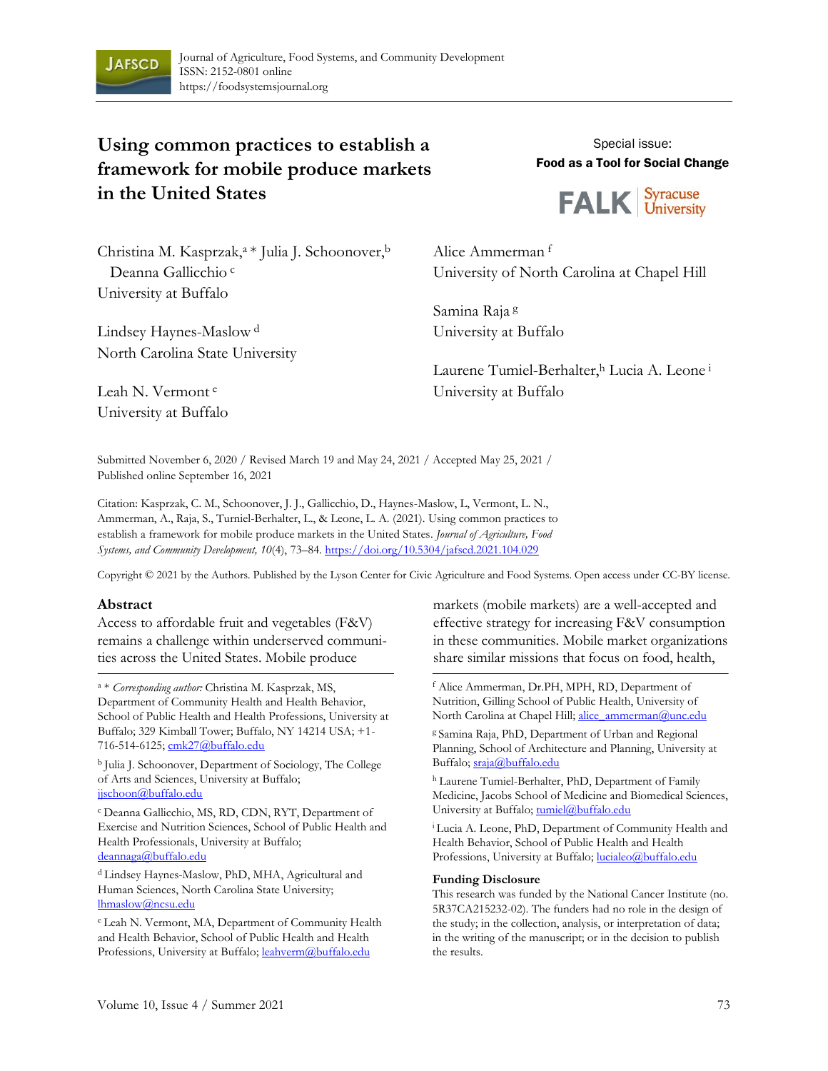# Using common practices to establish a framework for mobile produce markets in the United States

Special issue:
**Food as a Tool for Social Change**

Christina M. Kasprzak,[a] * Julia J. Schoonover,[b] Deanna Gallicchio [c]
University at Buffalo

Lindsey Haynes-Maslow [d]
North Carolina State University

Leah N. Vermont [e]
University at Buffalo

Alice Ammerman [f]
University of North Carolina at Chapel Hill

Samina Raja [g]
University at Buffalo

Laurene Tumiel-Berhalter,[h] Lucia A. Leone [i]
University at Buffalo

Submitted November 6, 2020 / Revised March 19 and May 24, 2021 / Accepted May 25, 2021 / Published online September 16, 2021

Citation: Kasprzak, C. M., Schoonover, J. J., Gallicchio, D., Haynes-Maslow, L., Vermont, L. N., Ammerman, A., Raja, S., Turniel-Berhalter, L., & Leone, L. A. (2021). Using common practices to establish a framework for mobile produce markets in the United States. *Journal of Agriculture, Food Systems, and Community Development, 10*(4), 73–84. https://doi.org/10.5304/jafscd.2021.104.029

Copyright © 2021 by the Authors. Published by the Lyson Center for Civic Agriculture and Food Systems. Open access under CC-BY license.

## Abstract

Access to affordable fruit and vegetables (F&V) remains a challenge within underserved communities across the United States. Mobile produce markets (mobile markets) are a well-accepted and effective strategy for increasing F&V consumption in these communities. Mobile market organizations share similar missions that focus on food, health,

[a] * *Corresponding author:* Christina M. Kasprzak, MS, Department of Community Health and Health Behavior, School of Public Health and Health Professions, University at Buffalo; 329 Kimball Tower; Buffalo, NY 14214 USA; +1-716-514-6125; cmk27@buffalo.edu

[b] Julia J. Schoonover, Department of Sociology, The College of Arts and Sciences, University at Buffalo; jjschoon@buffalo.edu

[c] Deanna Gallicchio, MS, RD, CDN, RYT, Department of Exercise and Nutrition Sciences, School of Public Health and Health Professionals, University at Buffalo; deannaga@buffalo.edu

[d] Lindsey Haynes-Maslow, PhD, MHA, Agricultural and Human Sciences, North Carolina State University; lhmaslow@ncsu.edu

[e] Leah N. Vermont, MA, Department of Community Health and Health Behavior, School of Public Health and Health Professions, University at Buffalo; leahverm@buffalo.edu

[f] Alice Ammerman, Dr.PH, MPH, RD, Department of Nutrition, Gilling School of Public Health, University of North Carolina at Chapel Hill; alice_ammerman@unc.edu

[g] Samina Raja, PhD, Department of Urban and Regional Planning, School of Architecture and Planning, University at Buffalo; sraja@buffalo.edu

[h] Laurene Tumiel-Berhalter, PhD, Department of Family Medicine, Jacobs School of Medicine and Biomedical Sciences, University at Buffalo; tumiel@buffalo.edu

[i] Lucia A. Leone, PhD, Department of Community Health and Health Behavior, School of Public Health and Health Professions, University at Buffalo; lucialeo@buffalo.edu

### Funding Disclosure

This research was funded by the National Cancer Institute (no. 5R37CA215232-02). The funders had no role in the design of the study; in the collection, analysis, or interpretation of data; in the writing of the manuscript; or in the decision to publish the results.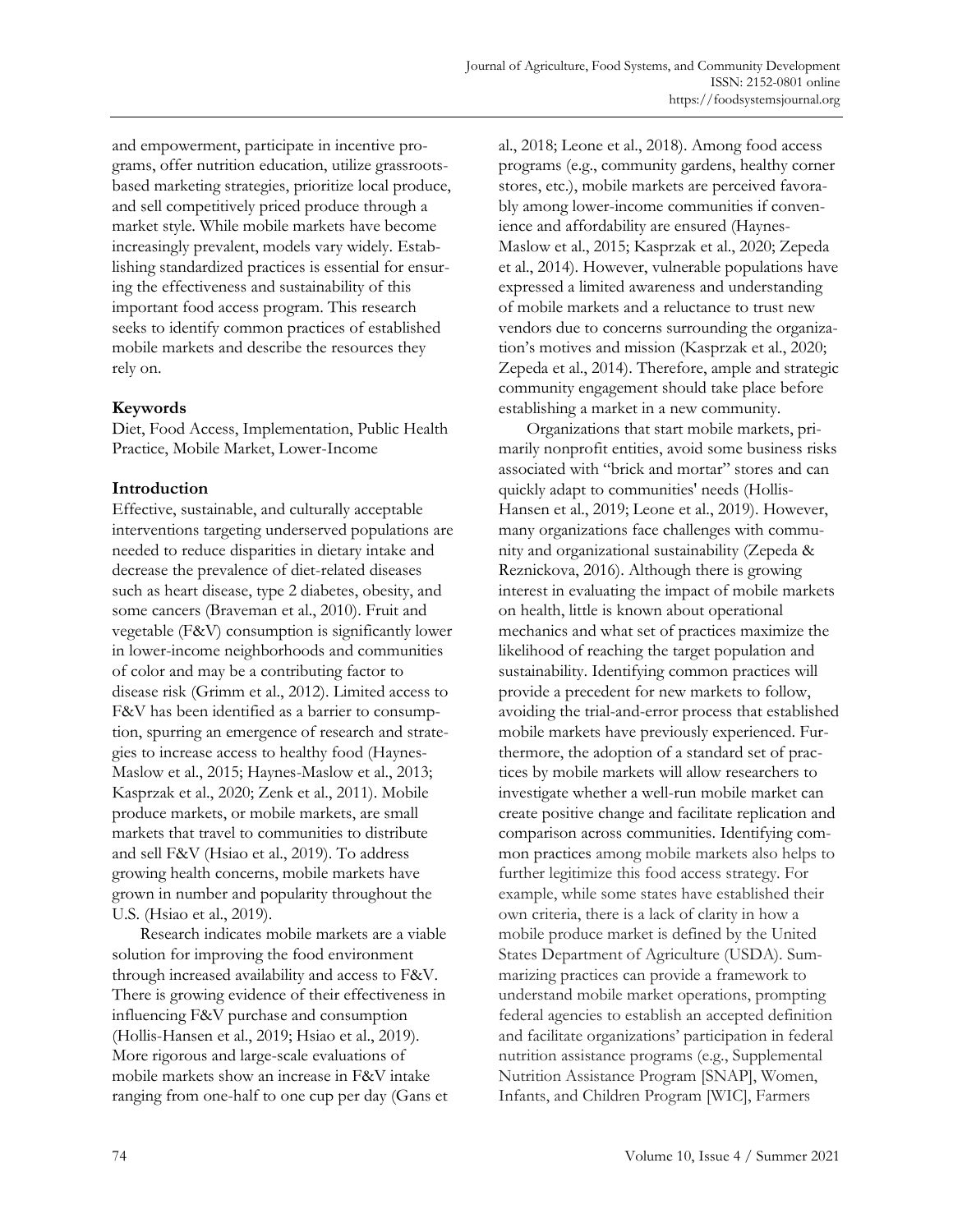and empowerment, participate in incentive programs, offer nutrition education, utilize grassroots-based marketing strategies, prioritize local produce, and sell competitively priced produce through a market style. While mobile markets have become increasingly prevalent, models vary widely. Establishing standardized practices is essential for ensuring the effectiveness and sustainability of this important food access program. This research seeks to identify common practices of established mobile markets and describe the resources they rely on.

## Keywords

Diet, Food Access, Implementation, Public Health Practice, Mobile Market, Lower-Income

## Introduction

Effective, sustainable, and culturally acceptable interventions targeting underserved populations are needed to reduce disparities in dietary intake and decrease the prevalence of diet-related diseases such as heart disease, type 2 diabetes, obesity, and some cancers (Braveman et al., 2010). Fruit and vegetable (F&V) consumption is significantly lower in lower-income neighborhoods and communities of color and may be a contributing factor to disease risk (Grimm et al., 2012). Limited access to F&V has been identified as a barrier to consumption, spurring an emergence of research and strategies to increase access to healthy food (Haynes-Maslow et al., 2015; Haynes-Maslow et al., 2013; Kasprzak et al., 2020; Zenk et al., 2011). Mobile produce markets, or mobile markets, are small markets that travel to communities to distribute and sell F&V (Hsiao et al., 2019). To address growing health concerns, mobile markets have grown in number and popularity throughout the U.S. (Hsiao et al., 2019).

Research indicates mobile markets are a viable solution for improving the food environment through increased availability and access to F&V. There is growing evidence of their effectiveness in influencing F&V purchase and consumption (Hollis-Hansen et al., 2019; Hsiao et al., 2019). More rigorous and large-scale evaluations of mobile markets show an increase in F&V intake ranging from one-half to one cup per day (Gans et al., 2018; Leone et al., 2018). Among food access programs (e.g., community gardens, healthy corner stores, etc.), mobile markets are perceived favorably among lower-income communities if convenience and affordability are ensured (Haynes-Maslow et al., 2015; Kasprzak et al., 2020; Zepeda et al., 2014). However, vulnerable populations have expressed a limited awareness and understanding of mobile markets and a reluctance to trust new vendors due to concerns surrounding the organization's motives and mission (Kasprzak et al., 2020; Zepeda et al., 2014). Therefore, ample and strategic community engagement should take place before establishing a market in a new community.

Organizations that start mobile markets, primarily nonprofit entities, avoid some business risks associated with "brick and mortar" stores and can quickly adapt to communities' needs (Hollis-Hansen et al., 2019; Leone et al., 2019). However, many organizations face challenges with community and organizational sustainability (Zepeda & Reznickova, 2016). Although there is growing interest in evaluating the impact of mobile markets on health, little is known about operational mechanics and what set of practices maximize the likelihood of reaching the target population and sustainability. Identifying common practices will provide a precedent for new markets to follow, avoiding the trial-and-error process that established mobile markets have previously experienced. Furthermore, the adoption of a standard set of practices by mobile markets will allow researchers to investigate whether a well-run mobile market can create positive change and facilitate replication and comparison across communities. Identifying common practices among mobile markets also helps to further legitimize this food access strategy. For example, while some states have established their own criteria, there is a lack of clarity in how a mobile produce market is defined by the United States Department of Agriculture (USDA). Summarizing practices can provide a framework to understand mobile market operations, prompting federal agencies to establish an accepted definition and facilitate organizations' participation in federal nutrition assistance programs (e.g., Supplemental Nutrition Assistance Program [SNAP], Women, Infants, and Children Program [WIC], Farmers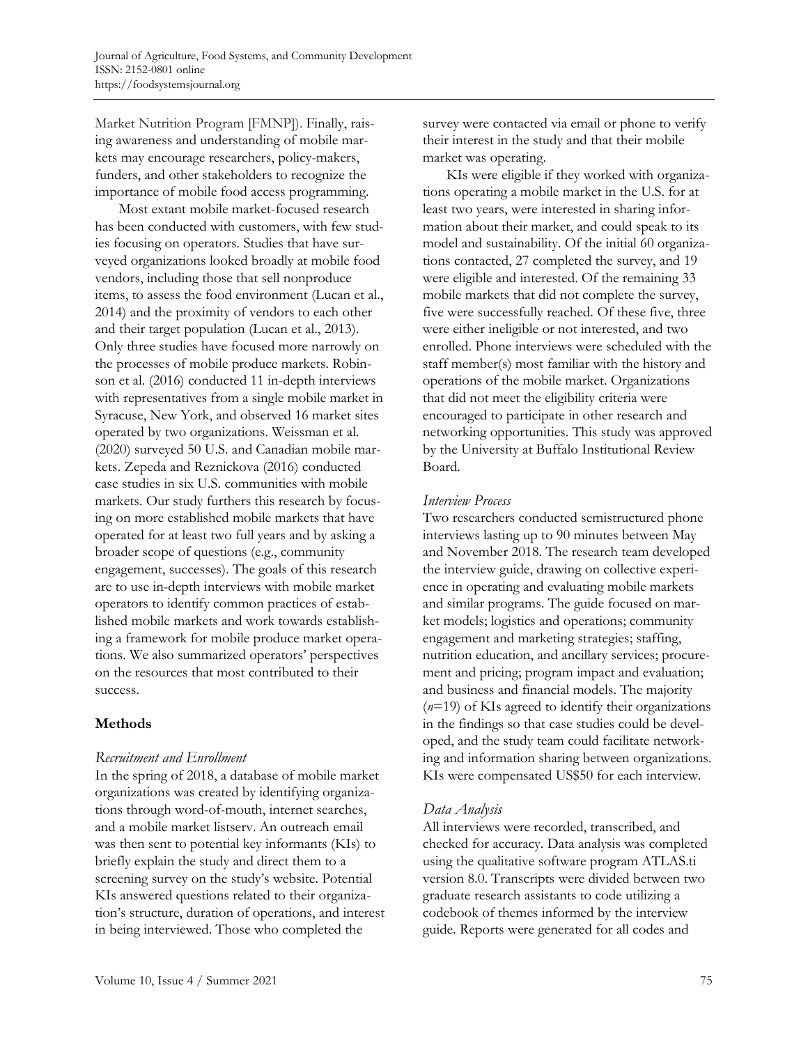Market Nutrition Program [FMNP]). Finally, raising awareness and understanding of mobile markets may encourage researchers, policy-makers, funders, and other stakeholders to recognize the importance of mobile food access programming.

Most extant mobile market-focused research has been conducted with customers, with few studies focusing on operators. Studies that have surveyed organizations looked broadly at mobile food vendors, including those that sell nonproduce items, to assess the food environment (Lucan et al., 2014) and the proximity of vendors to each other and their target population (Lucan et al., 2013). Only three studies have focused more narrowly on the processes of mobile produce markets. Robinson et al. (2016) conducted 11 in-depth interviews with representatives from a single mobile market in Syracuse, New York, and observed 16 market sites operated by two organizations. Weissman et al. (2020) surveyed 50 U.S. and Canadian mobile markets. Zepeda and Reznickova (2016) conducted case studies in six U.S. communities with mobile markets. Our study furthers this research by focusing on more established mobile markets that have operated for at least two full years and by asking a broader scope of questions (e.g., community engagement, successes). The goals of this research are to use in-depth interviews with mobile market operators to identify common practices of established mobile markets and work towards establishing a framework for mobile produce market operations. We also summarized operators' perspectives on the resources that most contributed to their success.

## Methods

### *Recruitment and Enrollment*

In the spring of 2018, a database of mobile market organizations was created by identifying organizations through word-of-mouth, internet searches, and a mobile market listserv. An outreach email was then sent to potential key informants (KIs) to briefly explain the study and direct them to a screening survey on the study's website. Potential KIs answered questions related to their organization's structure, duration of operations, and interest in being interviewed. Those who completed the survey were contacted via email or phone to verify their interest in the study and that their mobile market was operating.

KIs were eligible if they worked with organizations operating a mobile market in the U.S. for at least two years, were interested in sharing information about their market, and could speak to its model and sustainability. Of the initial 60 organizations contacted, 27 completed the survey, and 19 were eligible and interested. Of the remaining 33 mobile markets that did not complete the survey, five were successfully reached. Of these five, three were either ineligible or not interested, and two enrolled. Phone interviews were scheduled with the staff member(s) most familiar with the history and operations of the mobile market. Organizations that did not meet the eligibility criteria were encouraged to participate in other research and networking opportunities. This study was approved by the University at Buffalo Institutional Review Board.

### *Interview Process*

Two researchers conducted semistructured phone interviews lasting up to 90 minutes between May and November 2018. The research team developed the interview guide, drawing on collective experience in operating and evaluating mobile markets and similar programs. The guide focused on market models; logistics and operations; community engagement and marketing strategies; staffing, nutrition education, and ancillary services; procurement and pricing; program impact and evaluation; and business and financial models. The majority ($n$=19) of KIs agreed to identify their organizations in the findings so that case studies could be developed, and the study team could facilitate networking and information sharing between organizations. KIs were compensated US$50 for each interview.

### *Data Analysis*

All interviews were recorded, transcribed, and checked for accuracy. Data analysis was completed using the qualitative software program ATLAS.ti version 8.0. Transcripts were divided between two graduate research assistants to code utilizing a codebook of themes informed by the interview guide. Reports were generated for all codes and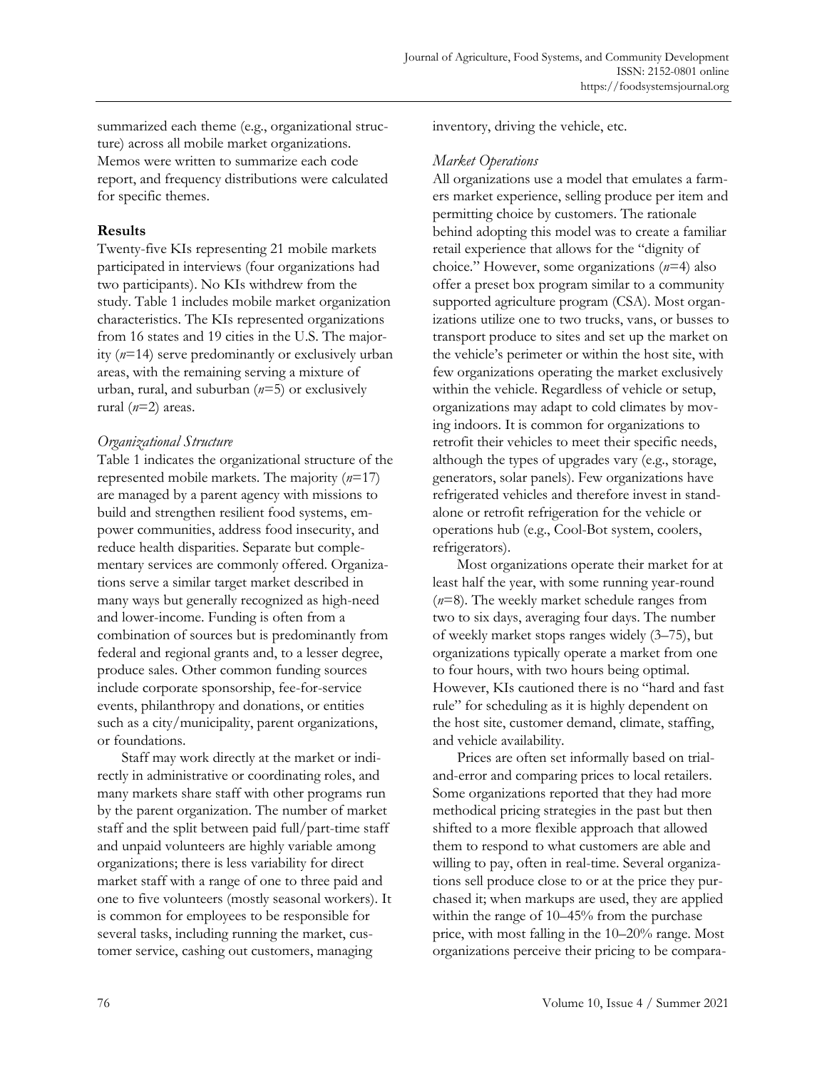summarized each theme (e.g., organizational structure) across all mobile market organizations. Memos were written to summarize each code report, and frequency distributions were calculated for specific themes.

## Results

Twenty-five KIs representing 21 mobile markets participated in interviews (four organizations had two participants). No KIs withdrew from the study. Table 1 includes mobile market organization characteristics. The KIs represented organizations from 16 states and 19 cities in the U.S. The majority (*n*=14) serve predominantly or exclusively urban areas, with the remaining serving a mixture of urban, rural, and suburban (*n*=5) or exclusively rural (*n*=2) areas.

### *Organizational Structure*

Table 1 indicates the organizational structure of the represented mobile markets. The majority (*n*=17) are managed by a parent agency with missions to build and strengthen resilient food systems, empower communities, address food insecurity, and reduce health disparities. Separate but complementary services are commonly offered. Organizations serve a similar target market described in many ways but generally recognized as high-need and lower-income. Funding is often from a combination of sources but is predominantly from federal and regional grants and, to a lesser degree, produce sales. Other common funding sources include corporate sponsorship, fee-for-service events, philanthropy and donations, or entities such as a city/municipality, parent organizations, or foundations.

Staff may work directly at the market or indirectly in administrative or coordinating roles, and many markets share staff with other programs run by the parent organization. The number of market staff and the split between paid full/part-time staff and unpaid volunteers are highly variable among organizations; there is less variability for direct market staff with a range of one to three paid and one to five volunteers (mostly seasonal workers). It is common for employees to be responsible for several tasks, including running the market, customer service, cashing out customers, managing inventory, driving the vehicle, etc.

### *Market Operations*

All organizations use a model that emulates a farmers market experience, selling produce per item and permitting choice by customers. The rationale behind adopting this model was to create a familiar retail experience that allows for the "dignity of choice." However, some organizations (*n*=4) also offer a preset box program similar to a community supported agriculture program (CSA). Most organizations utilize one to two trucks, vans, or busses to transport produce to sites and set up the market on the vehicle's perimeter or within the host site, with few organizations operating the market exclusively within the vehicle. Regardless of vehicle or setup, organizations may adapt to cold climates by moving indoors. It is common for organizations to retrofit their vehicles to meet their specific needs, although the types of upgrades vary (e.g., storage, generators, solar panels). Few organizations have refrigerated vehicles and therefore invest in standalone or retrofit refrigeration for the vehicle or operations hub (e.g., Cool-Bot system, coolers, refrigerators).

Most organizations operate their market for at least half the year, with some running year-round (*n*=8). The weekly market schedule ranges from two to six days, averaging four days. The number of weekly market stops ranges widely (3–75), but organizations typically operate a market from one to four hours, with two hours being optimal. However, KIs cautioned there is no "hard and fast rule" for scheduling as it is highly dependent on the host site, customer demand, climate, staffing, and vehicle availability.

Prices are often set informally based on trial-and-error and comparing prices to local retailers. Some organizations reported that they had more methodical pricing strategies in the past but then shifted to a more flexible approach that allowed them to respond to what customers are able and willing to pay, often in real-time. Several organizations sell produce close to or at the price they purchased it; when markups are used, they are applied within the range of 10–45% from the purchase price, with most falling in the 10–20% range. Most organizations perceive their pricing to be compara-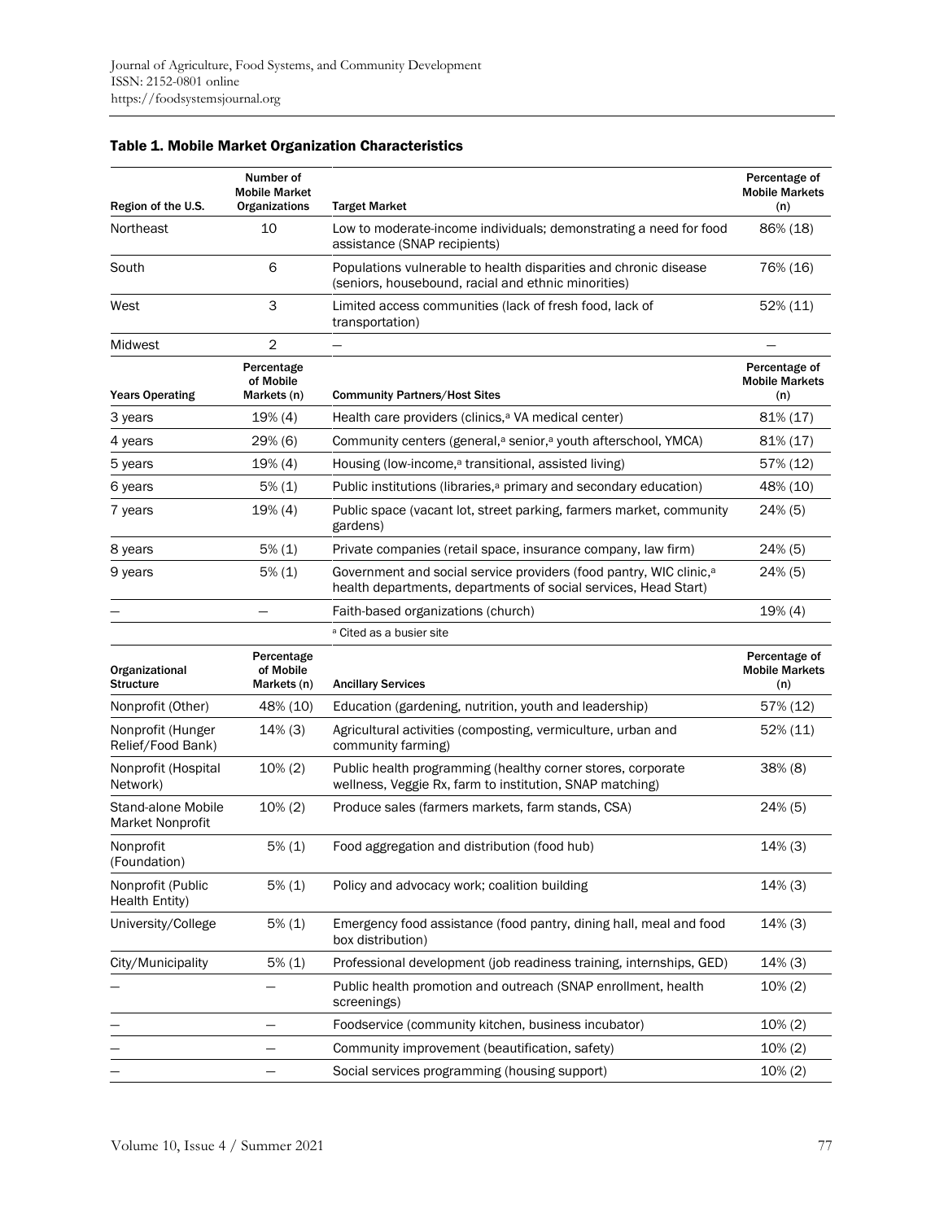### Table 1. Mobile Market Organization Characteristics

| Region of the U.S. | Number of Mobile Market Organizations | Target Market | Percentage of Mobile Markets (n) |
|---|---|---|---|
| Northeast | 10 | Low to moderate-income individuals; demonstrating a need for food assistance (SNAP recipients) | 86% (18) |
| South | 6 | Populations vulnerable to health disparities and chronic disease (seniors, housebound, racial and ethnic minorities) | 76% (16) |
| West | 3 | Limited access communities (lack of fresh food, lack of transportation) | 52% (11) |
| Midwest | 2 | — | — |
| **Years Operating** | **Percentage of Mobile Markets (n)** | **Community Partners/Host Sites** | **Percentage of Mobile Markets (n)** |
| 3 years | 19% (4) | Health care providers (clinics,[a] VA medical center) | 81% (17) |
| 4 years | 29% (6) | Community centers (general,[a] senior,[a] youth afterschool, YMCA) | 81% (17) |
| 5 years | 19% (4) | Housing (low-income,[a] transitional, assisted living) | 57% (12) |
| 6 years | 5% (1) | Public institutions (libraries,[a] primary and secondary education) | 48% (10) |
| 7 years | 19% (4) | Public space (vacant lot, street parking, farmers market, community gardens) | 24% (5) |
| 8 years | 5% (1) | Private companies (retail space, insurance company, law firm) | 24% (5) |
| 9 years | 5% (1) | Government and social service providers (food pantry, WIC clinic,[a] health departments, departments of social services, Head Start) | 24% (5) |
| — | — | Faith-based organizations (church) | 19% (4) |
| | | [a] Cited as a busier site | |
| **Organizational Structure** | **Percentage of Mobile Markets (n)** | **Ancillary Services** | **Percentage of Mobile Markets (n)** |
| Nonprofit (Other) | 48% (10) | Education (gardening, nutrition, youth and leadership) | 57% (12) |
| Nonprofit (Hunger Relief/Food Bank) | 14% (3) | Agricultural activities (composting, vermiculture, urban and community farming) | 52% (11) |
| Nonprofit (Hospital Network) | 10% (2) | Public health programming (healthy corner stores, corporate wellness, Veggie Rx, farm to institution, SNAP matching) | 38% (8) |
| Stand-alone Mobile Market Nonprofit | 10% (2) | Produce sales (farmers markets, farm stands, CSA) | 24% (5) |
| Nonprofit (Foundation) | 5% (1) | Food aggregation and distribution (food hub) | 14% (3) |
| Nonprofit (Public Health Entity) | 5% (1) | Policy and advocacy work; coalition building | 14% (3) |
| University/College | 5% (1) | Emergency food assistance (food pantry, dining hall, meal and food box distribution) | 14% (3) |
| City/Municipality | 5% (1) | Professional development (job readiness training, internships, GED) | 14% (3) |
| — | — | Public health promotion and outreach (SNAP enrollment, health screenings) | 10% (2) |
| — | — | Foodservice (community kitchen, business incubator) | 10% (2) |
| — | — | Community improvement (beautification, safety) | 10% (2) |
| — | — | Social services programming (housing support) | 10% (2) |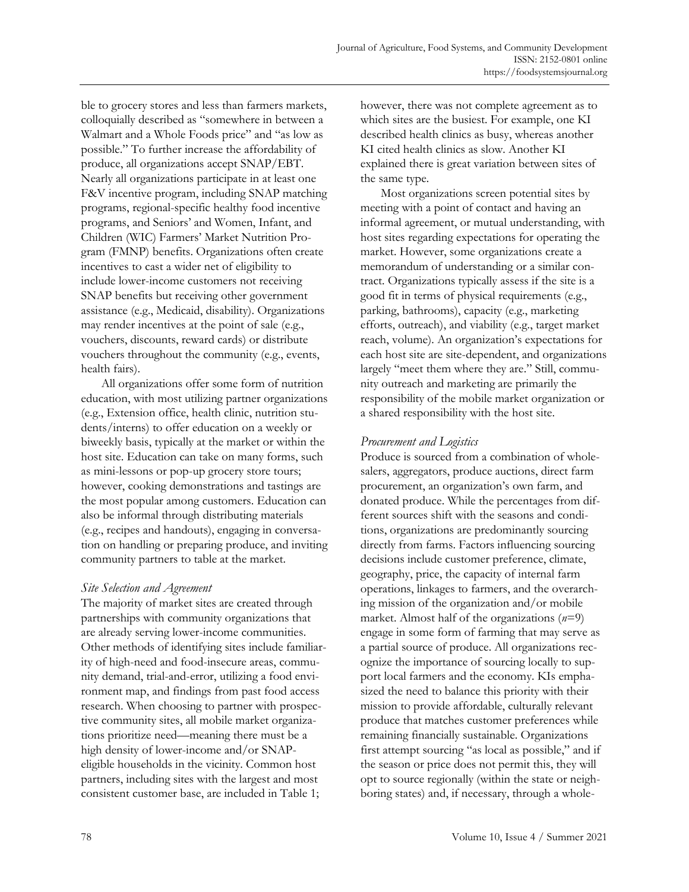ble to grocery stores and less than farmers markets, colloquially described as "somewhere in between a Walmart and a Whole Foods price" and "as low as possible." To further increase the affordability of produce, all organizations accept SNAP/EBT. Nearly all organizations participate in at least one F&V incentive program, including SNAP matching programs, regional-specific healthy food incentive programs, and Seniors' and Women, Infant, and Children (WIC) Farmers' Market Nutrition Program (FMNP) benefits. Organizations often create incentives to cast a wider net of eligibility to include lower-income customers not receiving SNAP benefits but receiving other government assistance (e.g., Medicaid, disability). Organizations may render incentives at the point of sale (e.g., vouchers, discounts, reward cards) or distribute vouchers throughout the community (e.g., events, health fairs).

All organizations offer some form of nutrition education, with most utilizing partner organizations (e.g., Extension office, health clinic, nutrition students/interns) to offer education on a weekly or biweekly basis, typically at the market or within the host site. Education can take on many forms, such as mini-lessons or pop-up grocery store tours; however, cooking demonstrations and tastings are the most popular among customers. Education can also be informal through distributing materials (e.g., recipes and handouts), engaging in conversation on handling or preparing produce, and inviting community partners to table at the market.

### *Site Selection and Agreement*

The majority of market sites are created through partnerships with community organizations that are already serving lower-income communities. Other methods of identifying sites include familiarity of high-need and food-insecure areas, community demand, trial-and-error, utilizing a food environment map, and findings from past food access research. When choosing to partner with prospective community sites, all mobile market organizations prioritize need—meaning there must be a high density of lower-income and/or SNAP-eligible households in the vicinity. Common host partners, including sites with the largest and most consistent customer base, are included in Table 1; however, there was not complete agreement as to which sites are the busiest. For example, one KI described health clinics as busy, whereas another KI cited health clinics as slow. Another KI explained there is great variation between sites of the same type.

Most organizations screen potential sites by meeting with a point of contact and having an informal agreement, or mutual understanding, with host sites regarding expectations for operating the market. However, some organizations create a memorandum of understanding or a similar contract. Organizations typically assess if the site is a good fit in terms of physical requirements (e.g., parking, bathrooms), capacity (e.g., marketing efforts, outreach), and viability (e.g., target market reach, volume). An organization's expectations for each host site are site-dependent, and organizations largely "meet them where they are." Still, community outreach and marketing are primarily the responsibility of the mobile market organization or a shared responsibility with the host site.

### *Procurement and Logistics*

Produce is sourced from a combination of wholesalers, aggregators, produce auctions, direct farm procurement, an organization's own farm, and donated produce. While the percentages from different sources shift with the seasons and conditions, organizations are predominantly sourcing directly from farms. Factors influencing sourcing decisions include customer preference, climate, geography, price, the capacity of internal farm operations, linkages to farmers, and the overarching mission of the organization and/or mobile market. Almost half of the organizations ($n$=9) engage in some form of farming that may serve as a partial source of produce. All organizations recognize the importance of sourcing locally to support local farmers and the economy. KIs emphasized the need to balance this priority with their mission to provide affordable, culturally relevant produce that matches customer preferences while remaining financially sustainable. Organizations first attempt sourcing "as local as possible," and if the season or price does not permit this, they will opt to source regionally (within the state or neighboring states) and, if necessary, through a whole-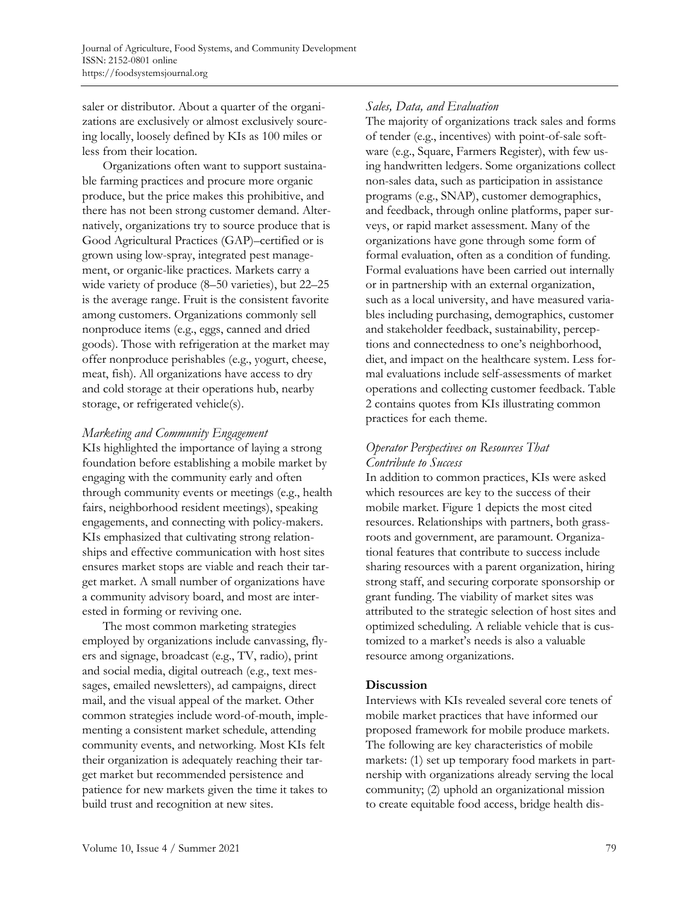saler or distributor. About a quarter of the organizations are exclusively or almost exclusively sourcing locally, loosely defined by KIs as 100 miles or less from their location.

Organizations often want to support sustainable farming practices and procure more organic produce, but the price makes this prohibitive, and there has not been strong customer demand. Alternatively, organizations try to source produce that is Good Agricultural Practices (GAP)–certified or is grown using low-spray, integrated pest management, or organic-like practices. Markets carry a wide variety of produce (8–50 varieties), but 22–25 is the average range. Fruit is the consistent favorite among customers. Organizations commonly sell nonproduce items (e.g., eggs, canned and dried goods). Those with refrigeration at the market may offer nonproduce perishables (e.g., yogurt, cheese, meat, fish). All organizations have access to dry and cold storage at their operations hub, nearby storage, or refrigerated vehicle(s).

### *Marketing and Community Engagement*

KIs highlighted the importance of laying a strong foundation before establishing a mobile market by engaging with the community early and often through community events or meetings (e.g., health fairs, neighborhood resident meetings), speaking engagements, and connecting with policy-makers. KIs emphasized that cultivating strong relationships and effective communication with host sites ensures market stops are viable and reach their target market. A small number of organizations have a community advisory board, and most are interested in forming or reviving one.

The most common marketing strategies employed by organizations include canvassing, flyers and signage, broadcast (e.g., TV, radio), print and social media, digital outreach (e.g., text messages, emailed newsletters), ad campaigns, direct mail, and the visual appeal of the market. Other common strategies include word-of-mouth, implementing a consistent market schedule, attending community events, and networking. Most KIs felt their organization is adequately reaching their target market but recommended persistence and patience for new markets given the time it takes to build trust and recognition at new sites.

### *Sales, Data, and Evaluation*

The majority of organizations track sales and forms of tender (e.g., incentives) with point-of-sale software (e.g., Square, Farmers Register), with few using handwritten ledgers. Some organizations collect non-sales data, such as participation in assistance programs (e.g., SNAP), customer demographics, and feedback, through online platforms, paper surveys, or rapid market assessment. Many of the organizations have gone through some form of formal evaluation, often as a condition of funding. Formal evaluations have been carried out internally or in partnership with an external organization, such as a local university, and have measured variables including purchasing, demographics, customer and stakeholder feedback, sustainability, perceptions and connectedness to one's neighborhood, diet, and impact on the healthcare system. Less formal evaluations include self-assessments of market operations and collecting customer feedback. Table 2 contains quotes from KIs illustrating common practices for each theme.

### *Operator Perspectives on Resources That Contribute to Success*

In addition to common practices, KIs were asked which resources are key to the success of their mobile market. Figure 1 depicts the most cited resources. Relationships with partners, both grassroots and government, are paramount. Organizational features that contribute to success include sharing resources with a parent organization, hiring strong staff, and securing corporate sponsorship or grant funding. The viability of market sites was attributed to the strategic selection of host sites and optimized scheduling. A reliable vehicle that is customized to a market's needs is also a valuable resource among organizations.

## **Discussion**

Interviews with KIs revealed several core tenets of mobile market practices that have informed our proposed framework for mobile produce markets. The following are key characteristics of mobile markets: (1) set up temporary food markets in partnership with organizations already serving the local community; (2) uphold an organizational mission to create equitable food access, bridge health dis-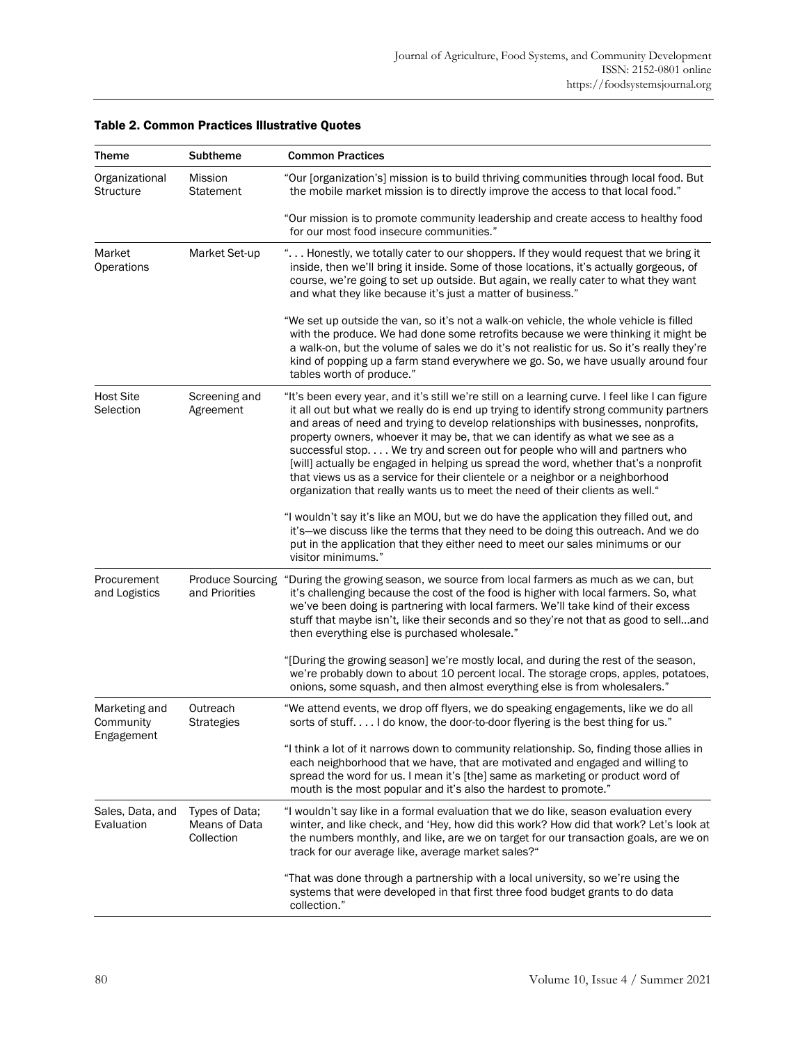**Table 2. Common Practices Illustrative Quotes**

| Theme | Subtheme | Common Practices |
|---|---|---|
| Organizational Structure | Mission Statement | "Our [organization's] mission is to build thriving communities through local food. But the mobile market mission is to directly improve the access to that local food." |
| | | "Our mission is to promote community leadership and create access to healthy food for our most food insecure communities." |
| Market Operations | Market Set-up | ". . . Honestly, we totally cater to our shoppers. If they would request that we bring it inside, then we'll bring it inside. Some of those locations, it's actually gorgeous, of course, we're going to set up outside. But again, we really cater to what they want and what they like because it's just a matter of business." |
| | | "We set up outside the van, so it's not a walk-on vehicle, the whole vehicle is filled with the produce. We had done some retrofits because we were thinking it might be a walk-on, but the volume of sales we do it's not realistic for us. So it's really they're kind of popping up a farm stand everywhere we go. So, we have usually around four tables worth of produce." |
| Host Site Selection | Screening and Agreement | "It's been every year, and it's still we're still on a learning curve. I feel like I can figure it all out but what we really do is end up trying to identify strong community partners and areas of need and trying to develop relationships with businesses, nonprofits, property owners, whoever it may be, that we can identify as what we see as a successful stop. . . . We try and screen out for people who will and partners who [will] actually be engaged in helping us spread the word, whether that's a nonprofit that views us as a service for their clientele or a neighbor or a neighborhood organization that really wants us to meet the need of their clients as well." |
| | | "I wouldn't say it's like an MOU, but we do have the application they filled out, and it's—we discuss like the terms that they need to be doing this outreach. And we do put in the application that they either need to meet our sales minimums or our visitor minimums." |
| Procurement and Logistics | Produce Sourcing and Priorities | "During the growing season, we source from local farmers as much as we can, but it's challenging because the cost of the food is higher with local farmers. So, what we've been doing is partnering with local farmers. We'll take kind of their excess stuff that maybe isn't, like their seconds and so they're not that as good to sell...and then everything else is purchased wholesale." |
| | | "[During the growing season] we're mostly local, and during the rest of the season, we're probably down to about 10 percent local. The storage crops, apples, potatoes, onions, some squash, and then almost everything else is from wholesalers." |
| Marketing and Community Engagement | Outreach Strategies | "We attend events, we drop off flyers, we do speaking engagements, like we do all sorts of stuff. . . . I do know, the door-to-door flyering is the best thing for us." |
| | | "I think a lot of it narrows down to community relationship. So, finding those allies in each neighborhood that we have, that are motivated and engaged and willing to spread the word for us. I mean it's [the] same as marketing or product word of mouth is the most popular and it's also the hardest to promote." |
| Sales, Data, and Evaluation | Types of Data; Means of Data Collection | "I wouldn't say like in a formal evaluation that we do like, season evaluation every winter, and like check, and 'Hey, how did this work? How did that work? Let's look at the numbers monthly, and like, are we on target for our transaction goals, are we on track for our average like, average market sales?" |
| | | "That was done through a partnership with a local university, so we're using the systems that were developed in that first three food budget grants to do data collection." |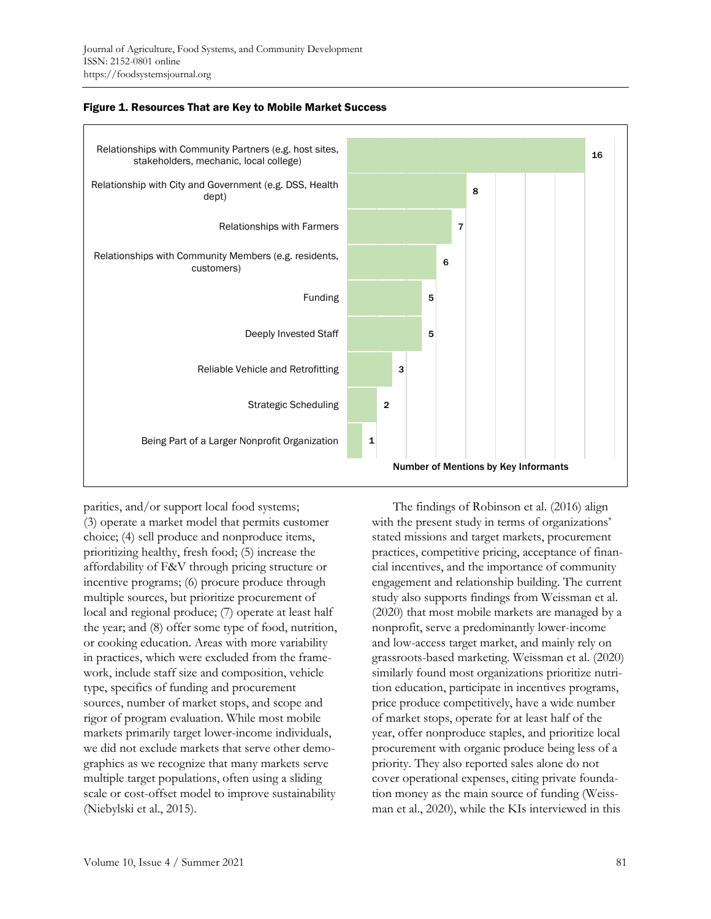**Figure 1. Resources That are Key to Mobile Market Success**

| Resource | Number of Mentions by Key Informants |
|---|---|
| Relationships with Community Partners (e.g. host sites, stakeholders, mechanic, local college) | 16 |
| Relationship with City and Government (e.g. DSS, Health dept) | 8 |
| Relationships with Farmers | 7 |
| Relationships with Community Members (e.g. residents, customers) | 6 |
| Funding | 5 |
| Deeply Invested Staff | 5 |
| Reliable Vehicle and Retrofitting | 3 |
| Strategic Scheduling | 2 |
| Being Part of a Larger Nonprofit Organization | 1 |

parities, and/or support local food systems; (3) operate a market model that permits customer choice; (4) sell produce and nonproduce items, prioritizing healthy, fresh food; (5) increase the affordability of F&V through pricing structure or incentive programs; (6) procure produce through multiple sources, but prioritize procurement of local and regional produce; (7) operate at least half the year; and (8) offer some type of food, nutrition, or cooking education. Areas with more variability in practices, which were excluded from the framework, include staff size and composition, vehicle type, specifics of funding and procurement sources, number of market stops, and scope and rigor of program evaluation. While most mobile markets primarily target lower-income individuals, we did not exclude markets that serve other demographics as we recognize that many markets serve multiple target populations, often using a sliding scale or cost-offset model to improve sustainability (Niebylski et al., 2015).

The findings of Robinson et al. (2016) align with the present study in terms of organizations' stated missions and target markets, procurement practices, competitive pricing, acceptance of financial incentives, and the importance of community engagement and relationship building. The current study also supports findings from Weissman et al. (2020) that most mobile markets are managed by a nonprofit, serve a predominantly lower-income and low-access target market, and mainly rely on grassroots-based marketing. Weissman et al. (2020) similarly found most organizations prioritize nutrition education, participate in incentives programs, price produce competitively, have a wide number of market stops, operate for at least half of the year, offer nonproduce staples, and prioritize local procurement with organic produce being less of a priority. They also reported sales alone do not cover operational expenses, citing private foundation money as the main source of funding (Weissman et al., 2020), while the KIs interviewed in this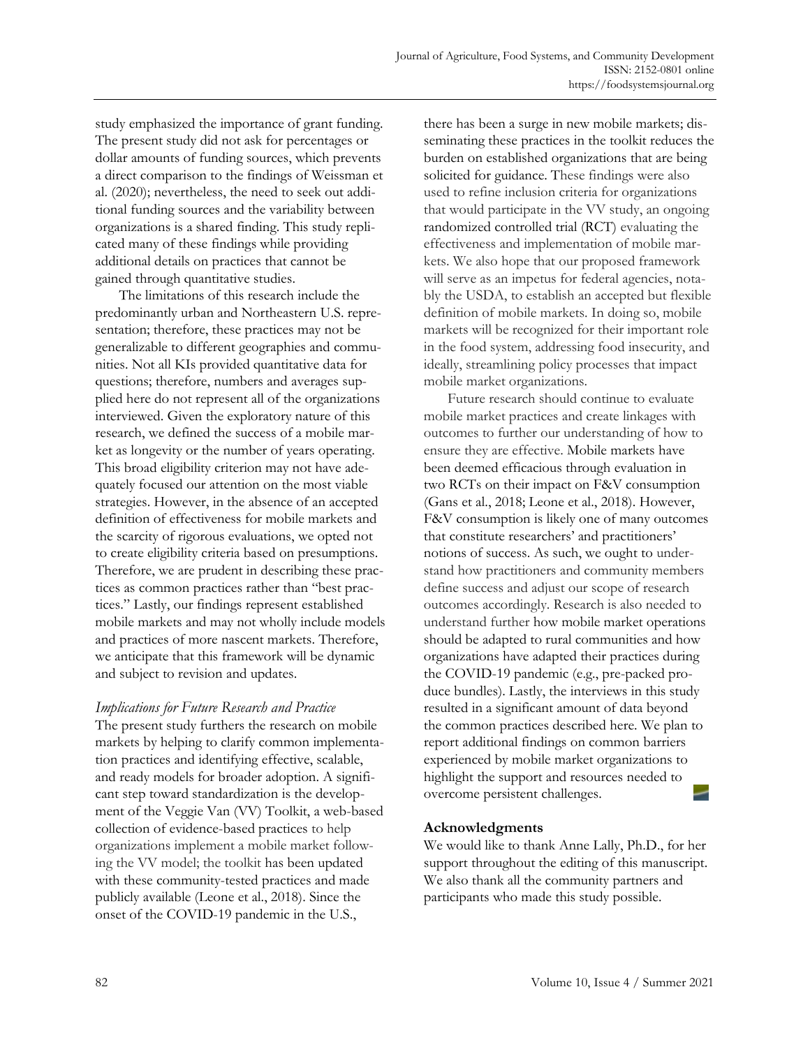study emphasized the importance of grant funding. The present study did not ask for percentages or dollar amounts of funding sources, which prevents a direct comparison to the findings of Weissman et al. (2020); nevertheless, the need to seek out additional funding sources and the variability between organizations is a shared finding. This study replicated many of these findings while providing additional details on practices that cannot be gained through quantitative studies.

The limitations of this research include the predominantly urban and Northeastern U.S. representation; therefore, these practices may not be generalizable to different geographies and communities. Not all KIs provided quantitative data for questions; therefore, numbers and averages supplied here do not represent all of the organizations interviewed. Given the exploratory nature of this research, we defined the success of a mobile market as longevity or the number of years operating. This broad eligibility criterion may not have adequately focused our attention on the most viable strategies. However, in the absence of an accepted definition of effectiveness for mobile markets and the scarcity of rigorous evaluations, we opted not to create eligibility criteria based on presumptions. Therefore, we are prudent in describing these practices as common practices rather than "best practices." Lastly, our findings represent established mobile markets and may not wholly include models and practices of more nascent markets. Therefore, we anticipate that this framework will be dynamic and subject to revision and updates.

### *Implications for Future Research and Practice*

The present study furthers the research on mobile markets by helping to clarify common implementation practices and identifying effective, scalable, and ready models for broader adoption. A significant step toward standardization is the development of the Veggie Van (VV) Toolkit, a web-based collection of evidence-based practices to help organizations implement a mobile market following the VV model; the toolkit has been updated with these community-tested practices and made publicly available (Leone et al., 2018). Since the onset of the COVID-19 pandemic in the U.S., there has been a surge in new mobile markets; disseminating these practices in the toolkit reduces the burden on established organizations that are being solicited for guidance. These findings were also used to refine inclusion criteria for organizations that would participate in the VV study, an ongoing randomized controlled trial (RCT) evaluating the effectiveness and implementation of mobile markets. We also hope that our proposed framework will serve as an impetus for federal agencies, notably the USDA, to establish an accepted but flexible definition of mobile markets. In doing so, mobile markets will be recognized for their important role in the food system, addressing food insecurity, and ideally, streamlining policy processes that impact mobile market organizations.

Future research should continue to evaluate mobile market practices and create linkages with outcomes to further our understanding of how to ensure they are effective. Mobile markets have been deemed efficacious through evaluation in two RCTs on their impact on F&V consumption (Gans et al., 2018; Leone et al., 2018). However, F&V consumption is likely one of many outcomes that constitute researchers' and practitioners' notions of success. As such, we ought to understand how practitioners and community members define success and adjust our scope of research outcomes accordingly. Research is also needed to understand further how mobile market operations should be adapted to rural communities and how organizations have adapted their practices during the COVID-19 pandemic (e.g., pre-packed produce bundles). Lastly, the interviews in this study resulted in a significant amount of data beyond the common practices described here. We plan to report additional findings on common barriers experienced by mobile market organizations to highlight the support and resources needed to overcome persistent challenges.

## Acknowledgments

We would like to thank Anne Lally, Ph.D., for her support throughout the editing of this manuscript. We also thank all the community partners and participants who made this study possible.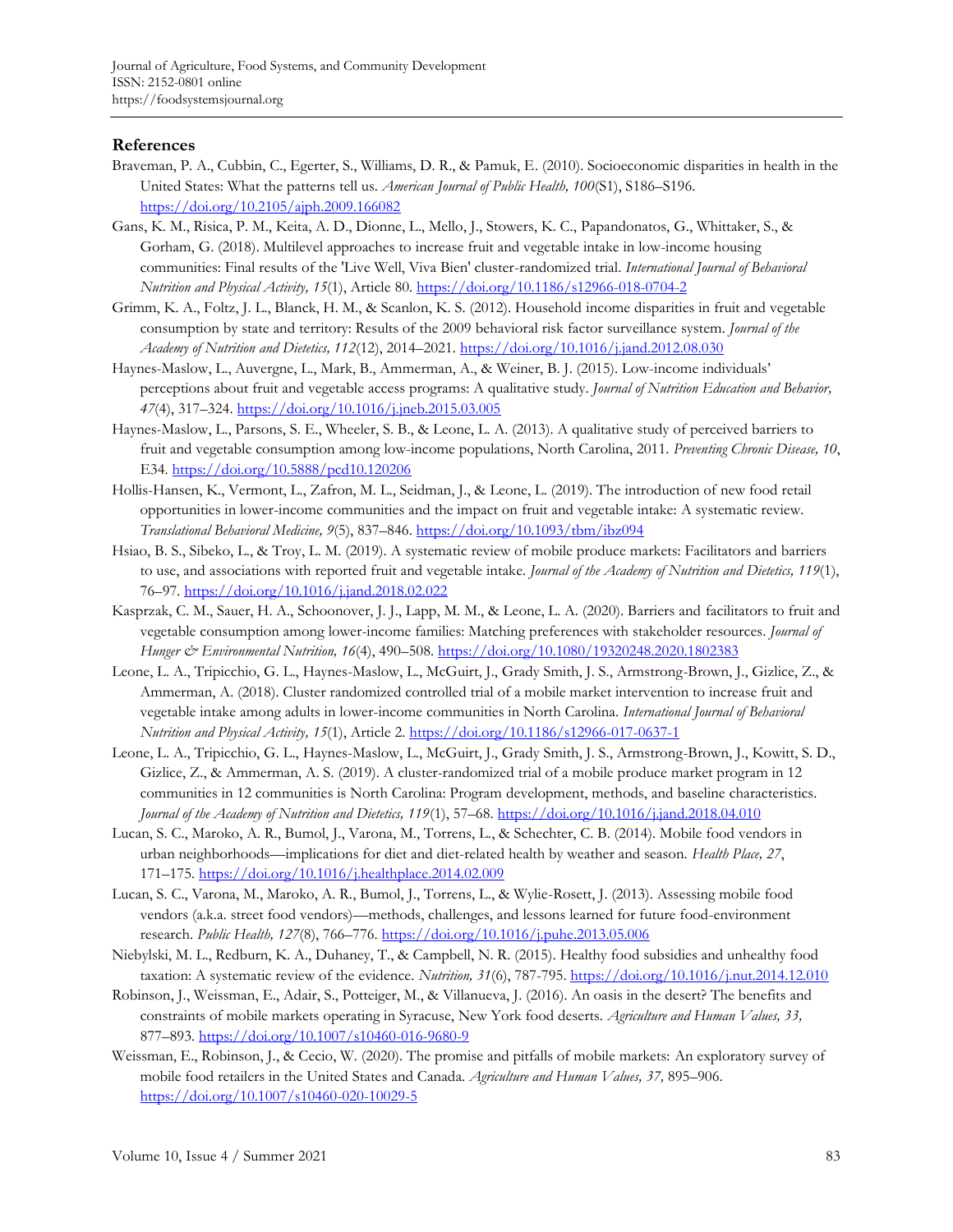## References

Braveman, P. A., Cubbin, C., Egerter, S., Williams, D. R., & Pamuk, E. (2010). Socioeconomic disparities in health in the United States: What the patterns tell us. *American Journal of Public Health, 100*(S1), S186–S196. https://doi.org/10.2105/ajph.2009.166082

Gans, K. M., Risica, P. M., Keita, A. D., Dionne, L., Mello, J., Stowers, K. C., Papandonatos, G., Whittaker, S., & Gorham, G. (2018). Multilevel approaches to increase fruit and vegetable intake in low-income housing communities: Final results of the 'Live Well, Viva Bien' cluster-randomized trial. *International Journal of Behavioral Nutrition and Physical Activity, 15*(1), Article 80. https://doi.org/10.1186/s12966-018-0704-2

Grimm, K. A., Foltz, J. L., Blanck, H. M., & Scanlon, K. S. (2012). Household income disparities in fruit and vegetable consumption by state and territory: Results of the 2009 behavioral risk factor surveillance system. *Journal of the Academy of Nutrition and Dietetics, 112*(12), 2014–2021. https://doi.org/10.1016/j.jand.2012.08.030

Haynes-Maslow, L., Auvergne, L., Mark, B., Ammerman, A., & Weiner, B. J. (2015). Low-income individuals' perceptions about fruit and vegetable access programs: A qualitative study. *Journal of Nutrition Education and Behavior, 47*(4), 317–324. https://doi.org/10.1016/j.jneb.2015.03.005

Haynes-Maslow, L., Parsons, S. E., Wheeler, S. B., & Leone, L. A. (2013). A qualitative study of perceived barriers to fruit and vegetable consumption among low-income populations, North Carolina, 2011. *Preventing Chronic Disease, 10*, E34. https://doi.org/10.5888/pcd10.120206

Hollis-Hansen, K., Vermont, L., Zafron, M. L., Seidman, J., & Leone, L. (2019). The introduction of new food retail opportunities in lower-income communities and the impact on fruit and vegetable intake: A systematic review. *Translational Behavioral Medicine, 9*(5), 837–846. https://doi.org/10.1093/tbm/ibz094

Hsiao, B. S., Sibeko, L., & Troy, L. M. (2019). A systematic review of mobile produce markets: Facilitators and barriers to use, and associations with reported fruit and vegetable intake. *Journal of the Academy of Nutrition and Dietetics, 119*(1), 76–97. https://doi.org/10.1016/j.jand.2018.02.022

Kasprzak, C. M., Sauer, H. A., Schoonover, J. J., Lapp, M. M., & Leone, L. A. (2020). Barriers and facilitators to fruit and vegetable consumption among lower-income families: Matching preferences with stakeholder resources. *Journal of Hunger & Environmental Nutrition, 16*(4), 490–508. https://doi.org/10.1080/19320248.2020.1802383

Leone, L. A., Tripicchio, G. L., Haynes-Maslow, L., McGuirt, J., Grady Smith, J. S., Armstrong-Brown, J., Gizlice, Z., & Ammerman, A. (2018). Cluster randomized controlled trial of a mobile market intervention to increase fruit and vegetable intake among adults in lower-income communities in North Carolina. *International Journal of Behavioral Nutrition and Physical Activity, 15*(1), Article 2. https://doi.org/10.1186/s12966-017-0637-1

Leone, L. A., Tripicchio, G. L., Haynes-Maslow, L., McGuirt, J., Grady Smith, J. S., Armstrong-Brown, J., Kowitt, S. D., Gizlice, Z., & Ammerman, A. S. (2019). A cluster-randomized trial of a mobile produce market program in 12 communities in 12 communities is North Carolina: Program development, methods, and baseline characteristics. *Journal of the Academy of Nutrition and Dietetics, 119*(1), 57–68. https://doi.org/10.1016/j.jand.2018.04.010

Lucan, S. C., Maroko, A. R., Bumol, J., Varona, M., Torrens, L., & Schechter, C. B. (2014). Mobile food vendors in urban neighborhoods—implications for diet and diet-related health by weather and season. *Health Place, 27*, 171–175. https://doi.org/10.1016/j.healthplace.2014.02.009

Lucan, S. C., Varona, M., Maroko, A. R., Bumol, J., Torrens, L., & Wylie-Rosett, J. (2013). Assessing mobile food vendors (a.k.a. street food vendors)—methods, challenges, and lessons learned for future food-environment research. *Public Health, 127*(8), 766–776. https://doi.org/10.1016/j.puhe.2013.05.006

Niebylski, M. L., Redburn, K. A., Duhaney, T., & Campbell, N. R. (2015). Healthy food subsidies and unhealthy food taxation: A systematic review of the evidence. *Nutrition, 31*(6), 787-795. https://doi.org/10.1016/j.nut.2014.12.010

Robinson, J., Weissman, E., Adair, S., Potteiger, M., & Villanueva, J. (2016). An oasis in the desert? The benefits and constraints of mobile markets operating in Syracuse, New York food deserts. *Agriculture and Human Values, 33,* 877–893. https://doi.org/10.1007/s10460-016-9680-9

Weissman, E., Robinson, J., & Cecio, W. (2020). The promise and pitfalls of mobile markets: An exploratory survey of mobile food retailers in the United States and Canada. *Agriculture and Human Values, 37,* 895–906. https://doi.org/10.1007/s10460-020-10029-5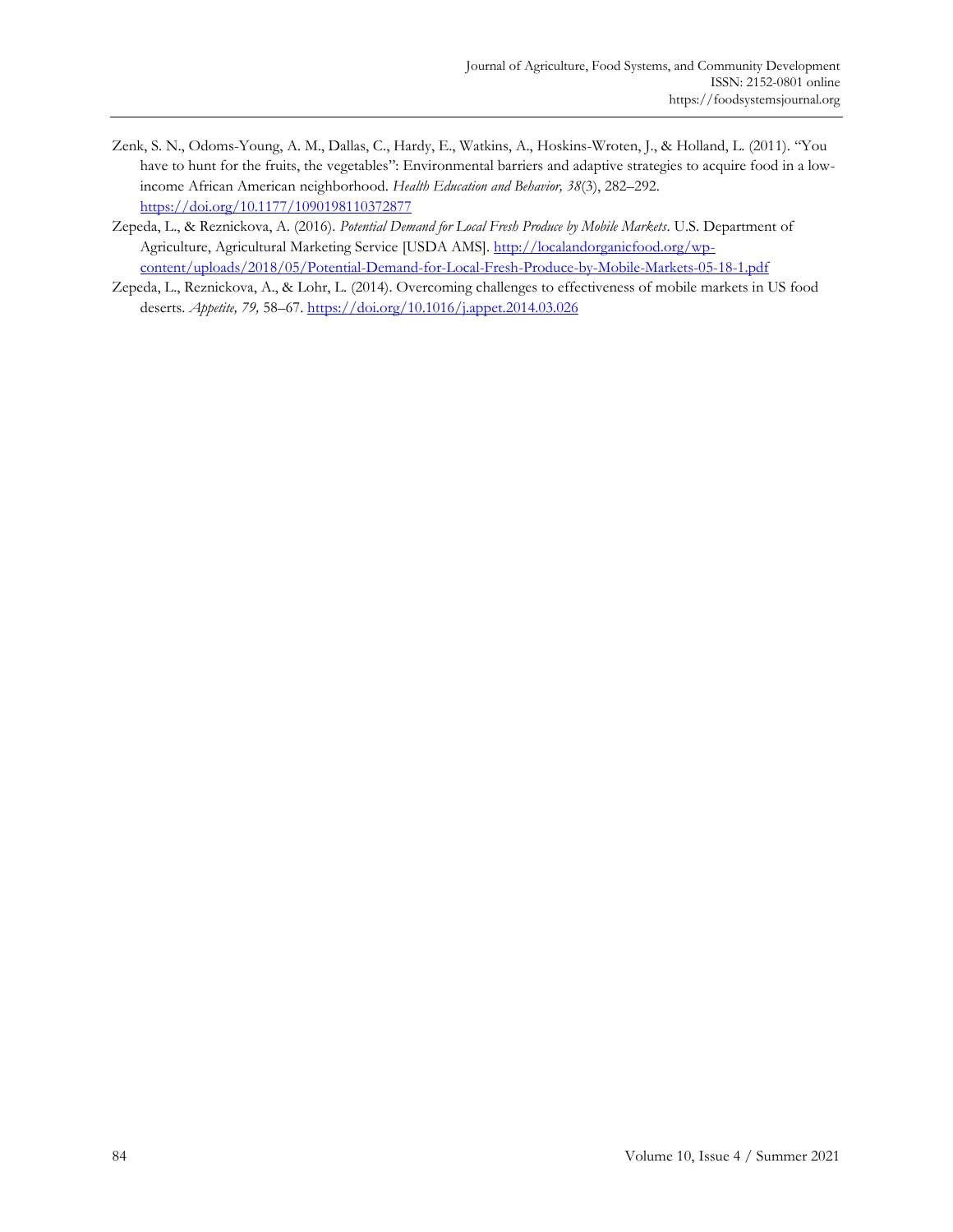Zenk, S. N., Odoms-Young, A. M., Dallas, C., Hardy, E., Watkins, A., Hoskins-Wroten, J., & Holland, L. (2011). "You have to hunt for the fruits, the vegetables": Environmental barriers and adaptive strategies to acquire food in a low-income African American neighborhood. *Health Education and Behavior, 38*(3), 282–292. https://doi.org/10.1177/1090198110372877

Zepeda, L., & Reznickova, A. (2016). *Potential Demand for Local Fresh Produce by Mobile Markets*. U.S. Department of Agriculture, Agricultural Marketing Service [USDA AMS]. http://localandorganicfood.org/wp-content/uploads/2018/05/Potential-Demand-for-Local-Fresh-Produce-by-Mobile-Markets-05-18-1.pdf

Zepeda, L., Reznickova, A., & Lohr, L. (2014). Overcoming challenges to effectiveness of mobile markets in US food deserts. *Appetite, 79,* 58–67. https://doi.org/10.1016/j.appet.2014.03.026